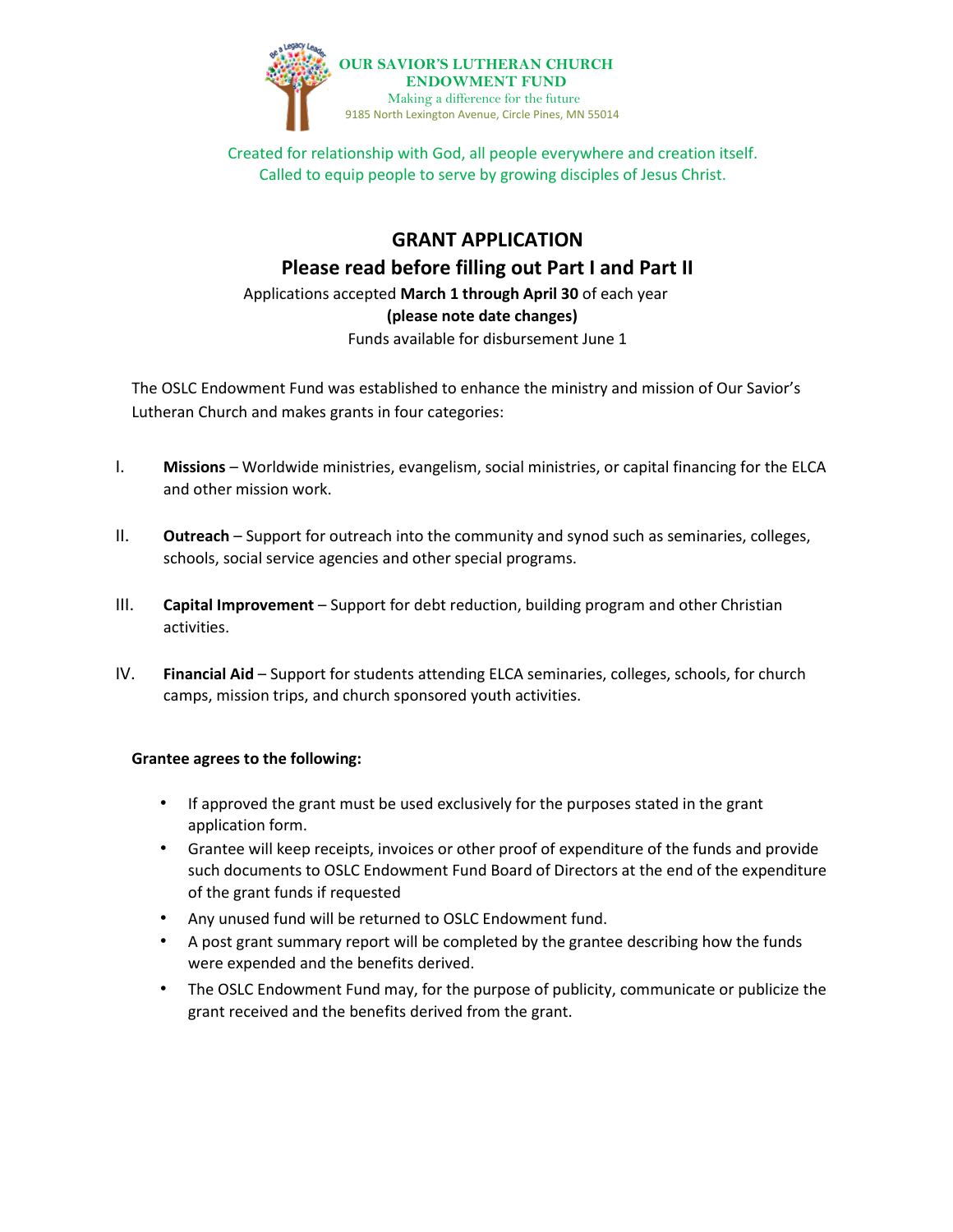**OUR SAVIOR'S LUTHERAN CHURCH ENDOWMENT FUND**

Making a difference for the future

9185 North Lexington Avenue, Circle Pines, MN 55014

Created for relationship with God, all people everywhere and creation itself.
Called to equip people to serve by growing disciples of Jesus Christ.

# GRANT APPLICATION

## Please read before filling out Part I and Part II

Applications accepted **March 1 through April 30** of each year

**(please note date changes)**

Funds available for disbursement June 1

The OSLC Endowment Fund was established to enhance the ministry and mission of Our Savior's Lutheran Church and makes grants in four categories:

I. **Missions** – Worldwide ministries, evangelism, social ministries, or capital financing for the ELCA and other mission work.

II. **Outreach** – Support for outreach into the community and synod such as seminaries, colleges, schools, social service agencies and other special programs.

III. **Capital Improvement** – Support for debt reduction, building program and other Christian activities.

IV. **Financial Aid** – Support for students attending ELCA seminaries, colleges, schools, for church camps, mission trips, and church sponsored youth activities.

**Grantee agrees to the following:**

- If approved the grant must be used exclusively for the purposes stated in the grant application form.
- Grantee will keep receipts, invoices or other proof of expenditure of the funds and provide such documents to OSLC Endowment Fund Board of Directors at the end of the expenditure of the grant funds if requested
- Any unused fund will be returned to OSLC Endowment fund.
- A post grant summary report will be completed by the grantee describing how the funds were expended and the benefits derived.
- The OSLC Endowment Fund may, for the purpose of publicity, communicate or publicize the grant received and the benefits derived from the grant.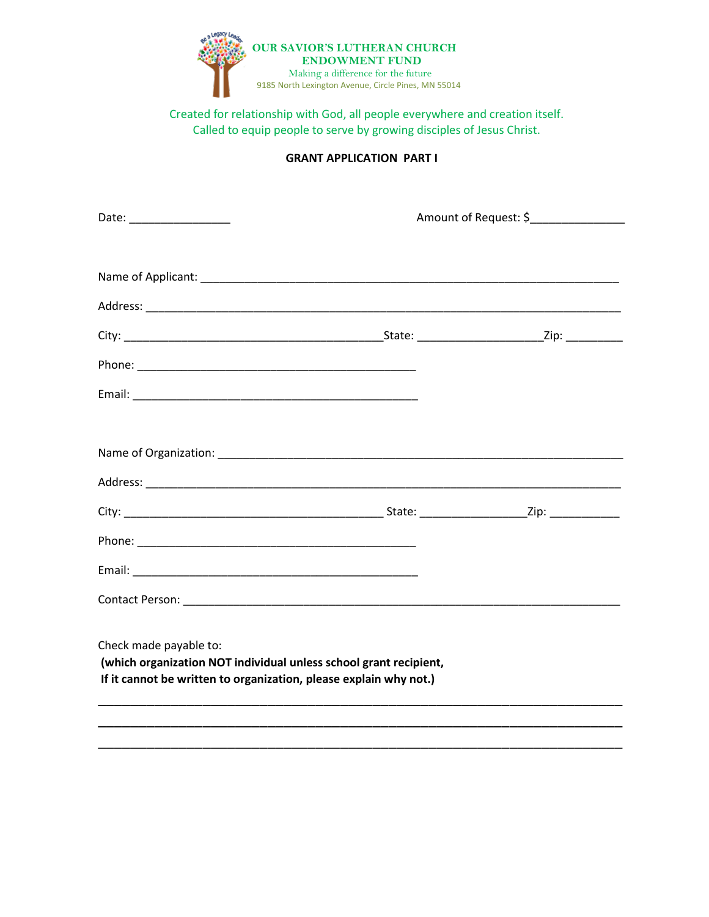**OUR SAVIOR'S LUTHERAN CHURCH**
**ENDOWMENT FUND**
Making a difference for the future
9185 North Lexington Avenue, Circle Pines, MN 55014

Created for relationship with God, all people everywhere and creation itself.
Called to equip people to serve by growing disciples of Jesus Christ.

## GRANT APPLICATION PART I

Date: ________________ Amount of Request: $_______________

Name of Applicant: ____________________________________________________________________

Address: _____________________________________________________________________________

City: __________________________________________State: ____________________Zip: _________

Phone: ______________________________________________

Email: ______________________________________________

Name of Organization: __________________________________________________________________

Address: _____________________________________________________________________________

City: __________________________________________ State: _________________Zip: ___________

Phone: ______________________________________________

Email: ______________________________________________

Contact Person: _______________________________________________________________________

Check made payable to:
**(which organization NOT individual unless school grant recipient,**
**If it cannot be written to organization, please explain why not.)**

______________________________________________________________________________________

______________________________________________________________________________________

______________________________________________________________________________________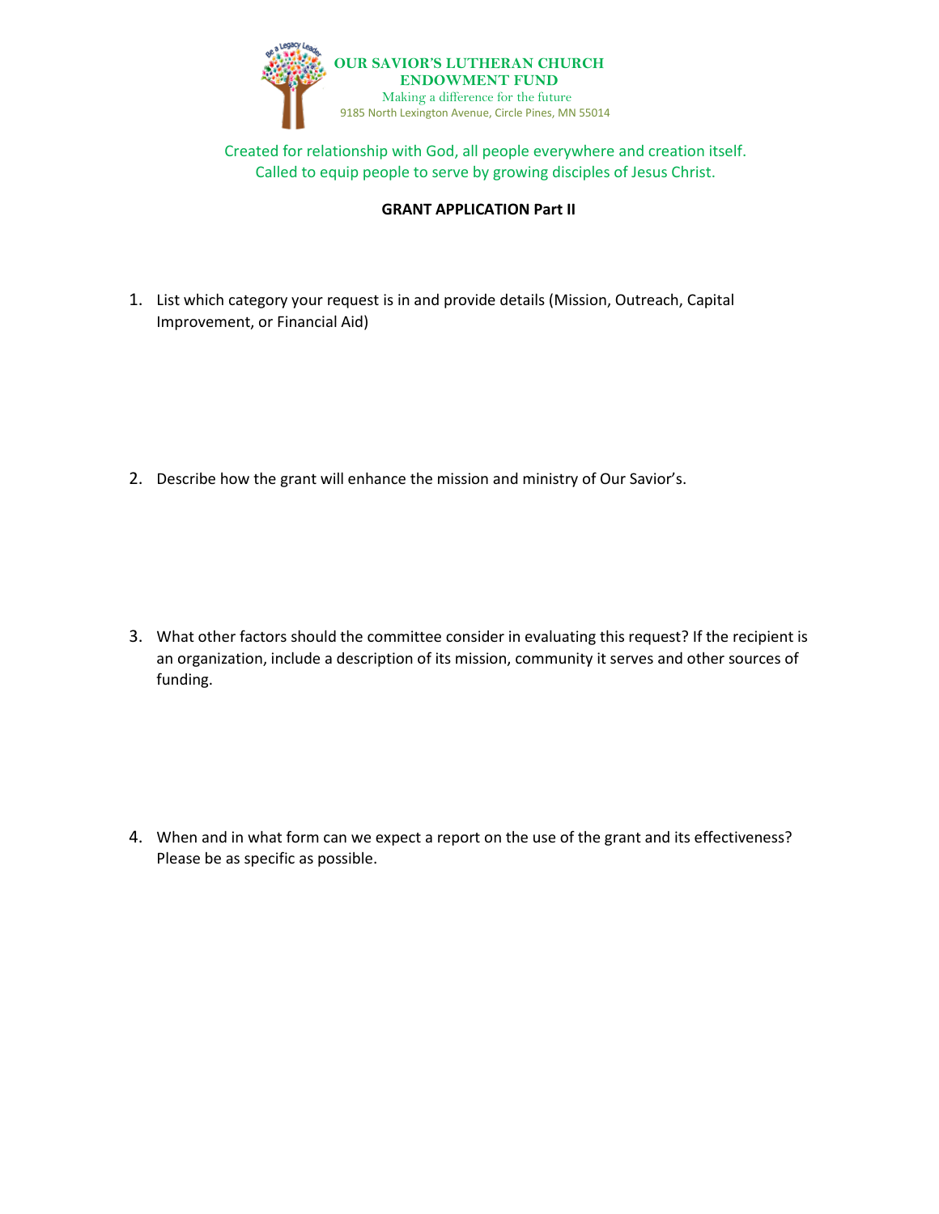**OUR SAVIOR'S LUTHERAN CHURCH**
**ENDOWMENT FUND**
Making a difference for the future
9185 North Lexington Avenue, Circle Pines, MN 55014

Created for relationship with God, all people everywhere and creation itself.
Called to equip people to serve by growing disciples of Jesus Christ.

## GRANT APPLICATION Part II

1. List which category your request is in and provide details (Mission, Outreach, Capital Improvement, or Financial Aid)

2. Describe how the grant will enhance the mission and ministry of Our Savior's.

3. What other factors should the committee consider in evaluating this request? If the recipient is an organization, include a description of its mission, community it serves and other sources of funding.

4. When and in what form can we expect a report on the use of the grant and its effectiveness? Please be as specific as possible.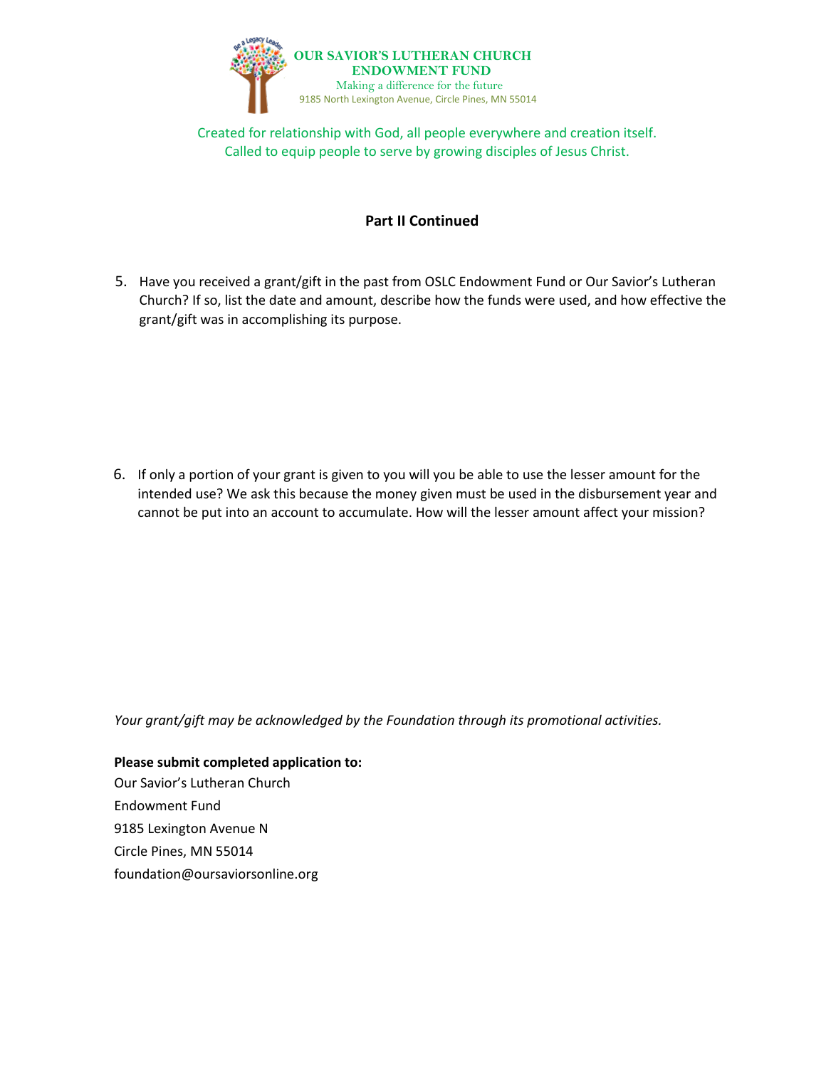**OUR SAVIOR'S LUTHERAN CHURCH**
**ENDOWMENT FUND**
Making a difference for the future
9185 North Lexington Avenue, Circle Pines, MN 55014

Created for relationship with God, all people everywhere and creation itself.
Called to equip people to serve by growing disciples of Jesus Christ.

## Part II Continued

5. Have you received a grant/gift in the past from OSLC Endowment Fund or Our Savior's Lutheran Church? If so, list the date and amount, describe how the funds were used, and how effective the grant/gift was in accomplishing its purpose.

6. If only a portion of your grant is given to you will you be able to use the lesser amount for the intended use? We ask this because the money given must be used in the disbursement year and cannot be put into an account to accumulate. How will the lesser amount affect your mission?

*Your grant/gift may be acknowledged by the Foundation through its promotional activities.*

**Please submit completed application to:**
Our Savior's Lutheran Church
Endowment Fund
9185 Lexington Avenue N
Circle Pines, MN 55014
foundation@oursaviorsonline.org